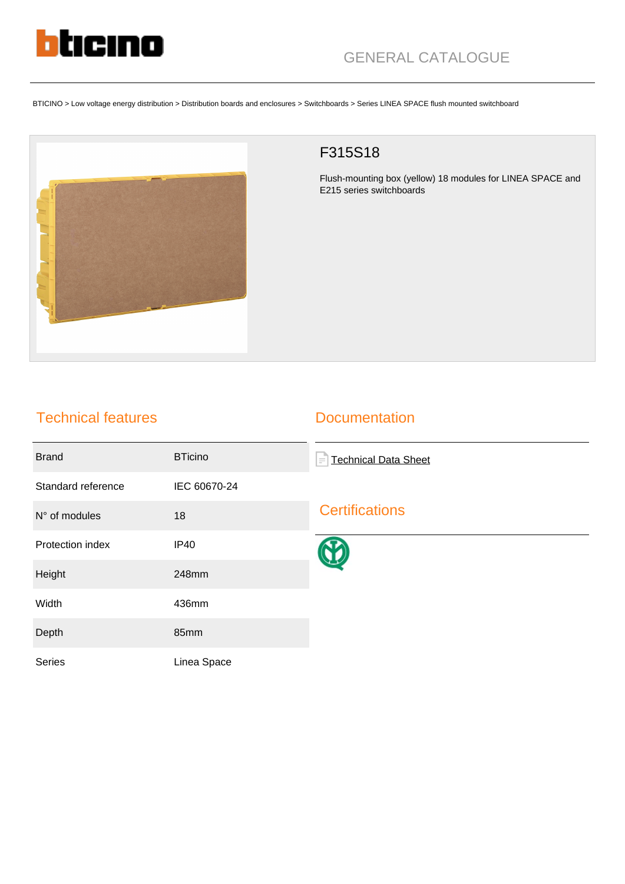GENERAL CATALOGUE

BTICINO > Low voltage energy distribution > Distribution boards and enclosures > Switchboards > Series LINEA SPACE flush mounted switchboard

# F315S18

Flush-mounting box (yellow) 18 modules for LINEA SPACE and E215 series switchboards

## Technical features

| | |
|---|---|
| Brand | BTicino |
| Standard reference | IEC 60670-24 |
| N° of modules | 18 |
| Protection index | IP40 |
| Height | 248mm |
| Width | 436mm |
| Depth | 85mm |
| Series | Linea Space |

## Documentation

Technical Data Sheet

## Certifications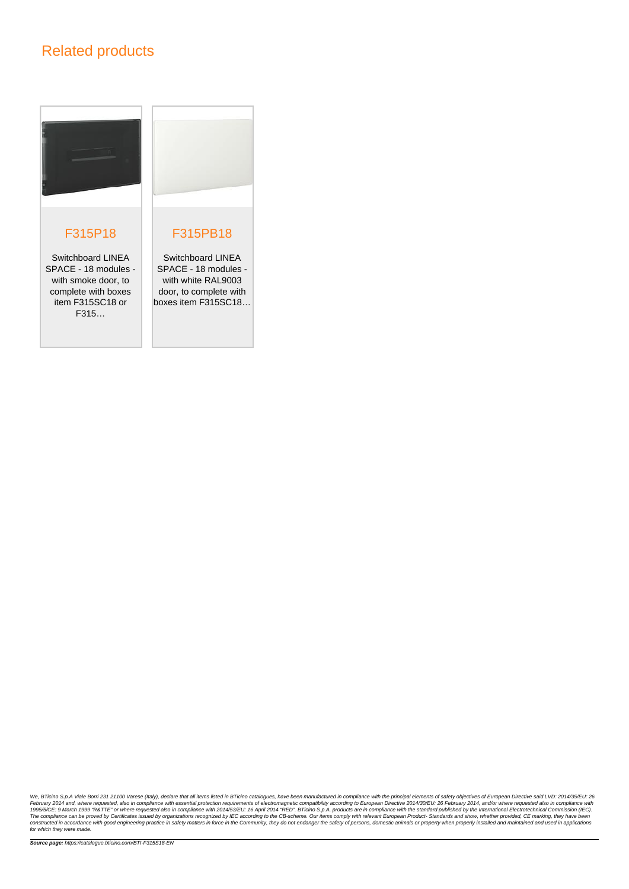## Related products

### F315P18

Switchboard LINEA SPACE - 18 modules - with smoke door, to complete with boxes item F315SC18 or F315…

### F315PB18

Switchboard LINEA SPACE - 18 modules - with white RAL9003 door, to complete with boxes item F315SC18…

*We, BTicino S.p.A Viale Borri 231 21100 Varese (Italy), declare that all items listed in BTicino catalogues, have been manufactured in compliance with the principal elements of safety objectives of European Directive said LVD: 2014/35/EU: 26 February 2014 and, where requested, also in compliance with essential protection requirements of electromagnetic compatibility according to European Directive 2014/30/EU: 26 February 2014, and/or where requested also in compliance with 1995/5/CE: 9 March 1999 "R&TTE" or where requested also in compliance with 2014/53/EU: 16 April 2014 "RED". BTicino S.p.A. products are in compliance with the standard published by the International Electrotechnical Commission (IEC). The compliance can be proved by Certificates issued by organizations recognized by IEC according to the CB-scheme. Our items comply with relevant European Product- Standards and show, whether provided, CE marking, they have been constructed in accordance with good engineering practice in safety matters in force in the Community, they do not endanger the safety of persons, domestic animals or property when properly installed and maintained and used in applications for which they were made.*

**Source page:** https://catalogue.bticino.com/BTI-F315S18-EN